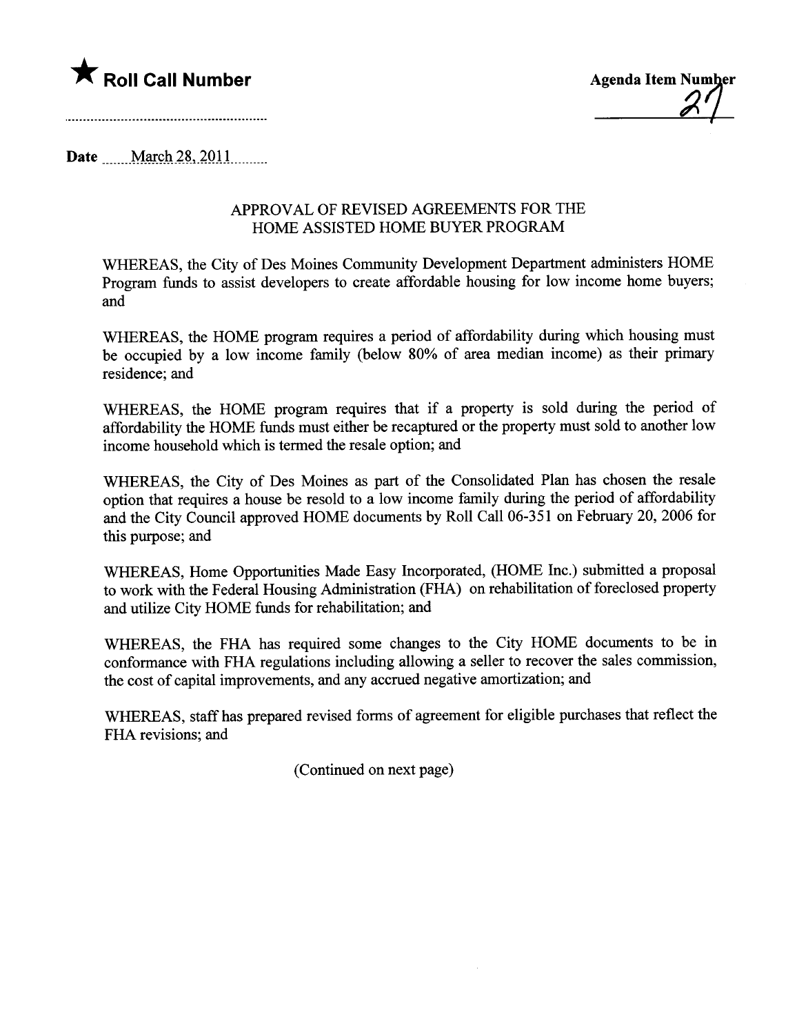★ **Roll Call Number**

**Agenda Item Number** 27

**Date** March 28, 2011

## APPROVAL OF REVISED AGREEMENTS FOR THE HOME ASSISTED HOME BUYER PROGRAM

WHEREAS, the City of Des Moines Community Development Department administers HOME Program funds to assist developers to create affordable housing for low income home buyers; and

WHEREAS, the HOME program requires a period of affordability during which housing must be occupied by a low income family (below 80% of area median income) as their primary residence; and

WHEREAS, the HOME program requires that if a property is sold during the period of affordability the HOME funds must either be recaptured or the property must sold to another low income household which is termed the resale option; and

WHEREAS, the City of Des Moines as part of the Consolidated Plan has chosen the resale option that requires a house be resold to a low income family during the period of affordability and the City Council approved HOME documents by Roll Call 06-351 on February 20, 2006 for this purpose; and

WHEREAS, Home Opportunities Made Easy Incorporated, (HOME Inc.) submitted a proposal to work with the Federal Housing Administration (FHA) on rehabilitation of foreclosed property and utilize City HOME funds for rehabilitation; and

WHEREAS, the FHA has required some changes to the City HOME documents to be in conformance with FHA regulations including allowing a seller to recover the sales commission, the cost of capital improvements, and any accrued negative amortization; and

WHEREAS, staff has prepared revised forms of agreement for eligible purchases that reflect the FHA revisions; and

(Continued on next page)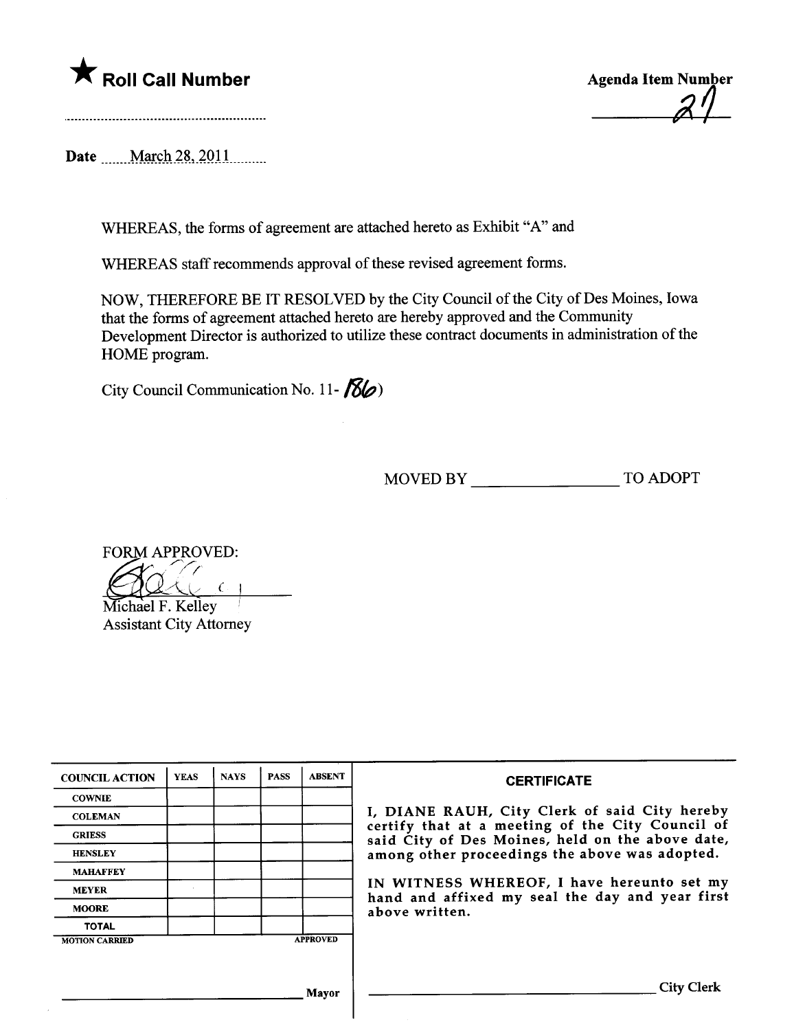★ **Roll Call Number**

..............................................................

**Agenda Item Number**

21

**Date** March 28, 2011

WHEREAS, the forms of agreement are attached hereto as Exhibit "A" and

WHEREAS staff recommends approval of these revised agreement forms.

NOW, THEREFORE BE IT RESOLVED by the City Council of the City of Des Moines, Iowa that the forms of agreement attached hereto are hereby approved and the Community Development Director is authorized to utilize these contract documents in administration of the HOME program.

City Council Communication No. 11- 186)

MOVED BY ________________ TO ADOPT

FORM APPROVED:

Michael F. Kelley
Assistant City Attorney

| COUNCIL ACTION | YEAS | NAYS | PASS | ABSENT |
|---|---|---|---|---|
| COWNIE | | | | |
| COLEMAN | | | | |
| GRIESS | | | | |
| HENSLEY | | | | |
| MAHAFFEY | | | | |
| MEYER | | | | |
| MOORE | | | | |
| TOTAL | | | | |

MOTION CARRIED APPROVED

________________________________ Mayor

**CERTIFICATE**

I, DIANE RAUH, City Clerk of said City hereby certify that at a meeting of the City Council of said City of Des Moines, held on the above date, among other proceedings the above was adopted.

IN WITNESS WHEREOF, I have hereunto set my hand and affixed my seal the day and year first above written.

________________________________ City Clerk